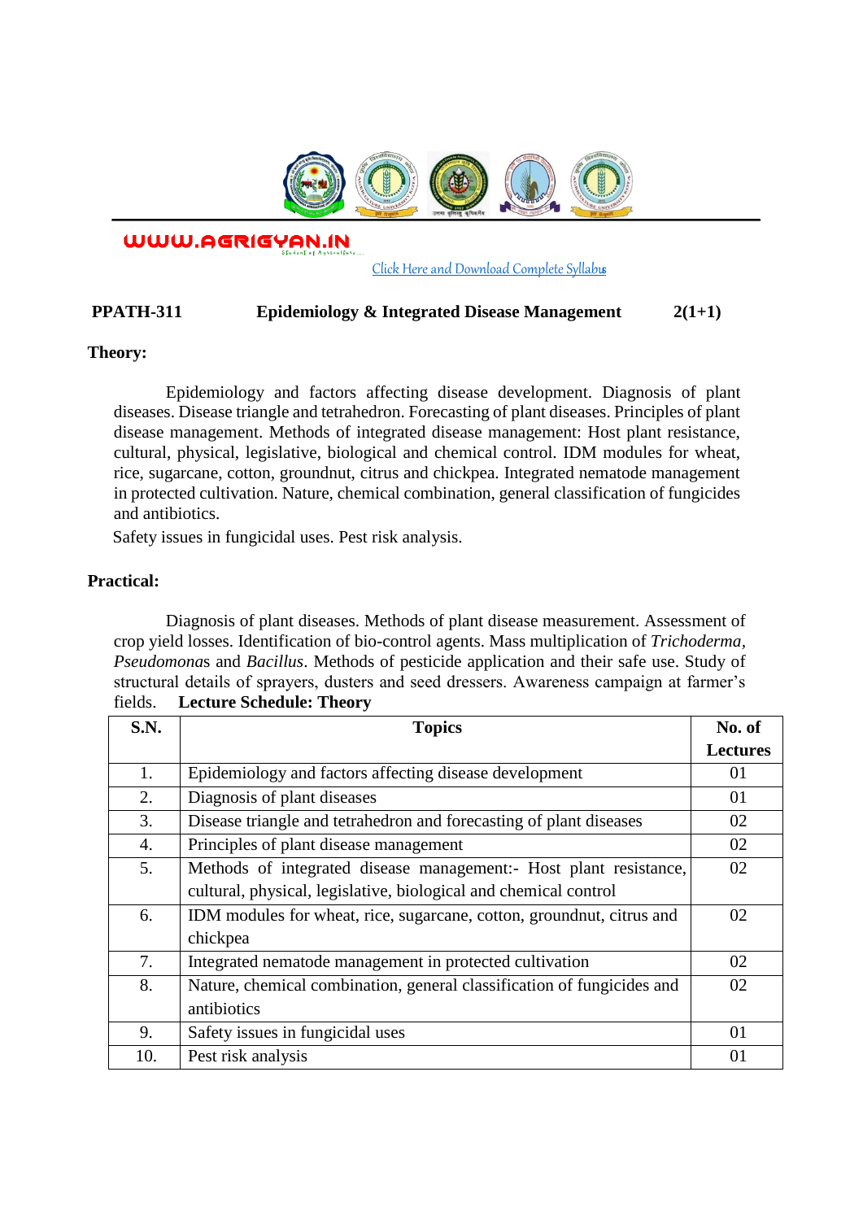WWW.AGRIGYAN.IN

Click Here and Download Complete Syllabus

**PPATH-311 Epidemiology & Integrated Disease Management 2(1+1)**

**Theory:**

Epidemiology and factors affecting disease development. Diagnosis of plant diseases. Disease triangle and tetrahedron. Forecasting of plant diseases. Principles of plant disease management. Methods of integrated disease management: Host plant resistance, cultural, physical, legislative, biological and chemical control. IDM modules for wheat, rice, sugarcane, cotton, groundnut, citrus and chickpea. Integrated nematode management in protected cultivation. Nature, chemical combination, general classification of fungicides and antibiotics.

Safety issues in fungicidal uses. Pest risk analysis.

**Practical:**

Diagnosis of plant diseases. Methods of plant disease measurement. Assessment of crop yield losses. Identification of bio-control agents. Mass multiplication of *Trichoderma*, *Pseudomona*s and *Bacillus*. Methods of pesticide application and their safe use. Study of structural details of sprayers, dusters and seed dressers. Awareness campaign at farmer's fields. **Lecture Schedule: Theory**

| S.N. | Topics | No. of Lectures |
|---|---|---|
| 1. | Epidemiology and factors affecting disease development | 01 |
| 2. | Diagnosis of plant diseases | 01 |
| 3. | Disease triangle and tetrahedron and forecasting of plant diseases | 02 |
| 4. | Principles of plant disease management | 02 |
| 5. | Methods of integrated disease management:- Host plant resistance, cultural, physical, legislative, biological and chemical control | 02 |
| 6. | IDM modules for wheat, rice, sugarcane, cotton, groundnut, citrus and chickpea | 02 |
| 7. | Integrated nematode management in protected cultivation | 02 |
| 8. | Nature, chemical combination, general classification of fungicides and antibiotics | 02 |
| 9. | Safety issues in fungicidal uses | 01 |
| 10. | Pest risk analysis | 01 |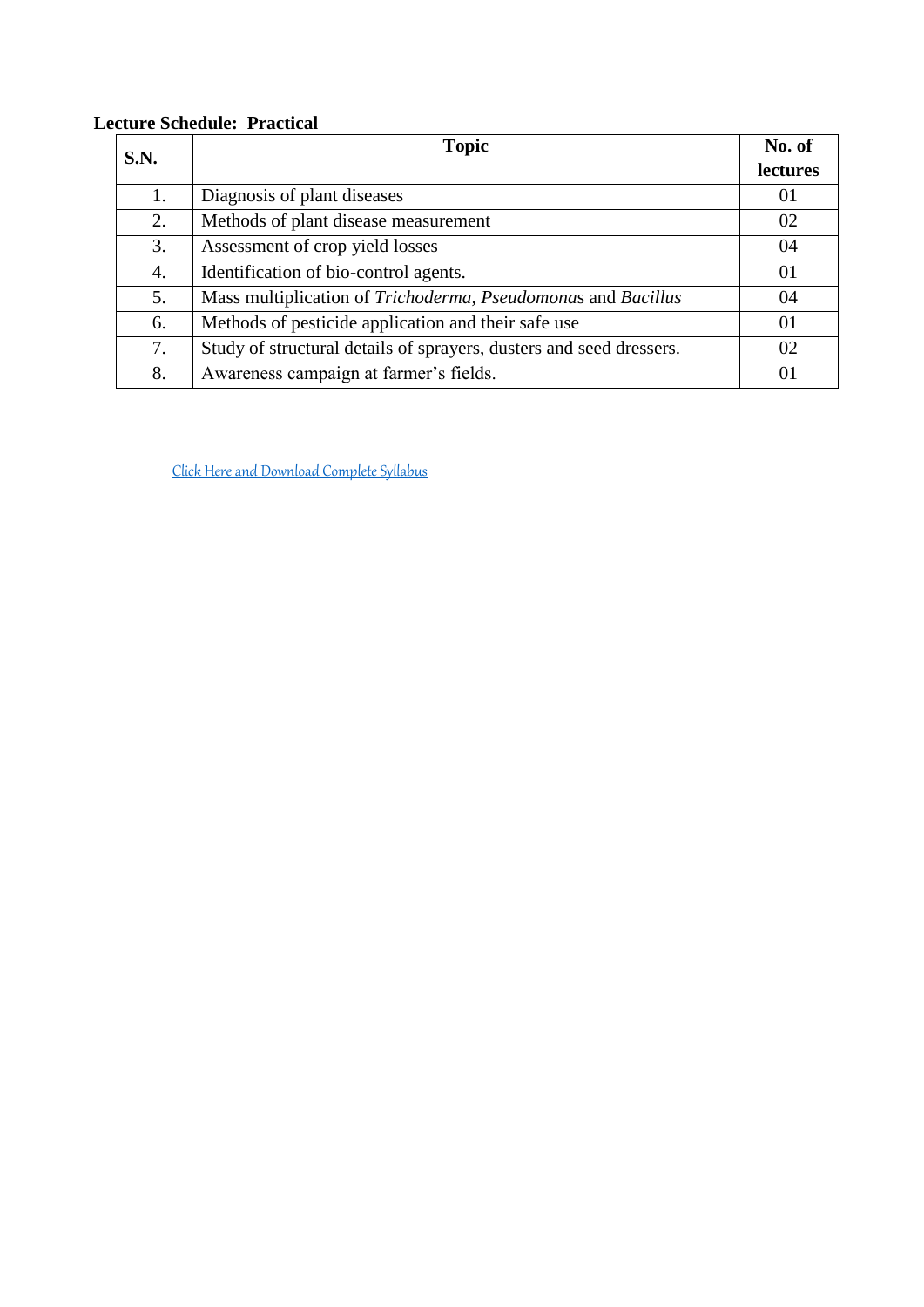**Lecture Schedule: Practical**

| S.N. | Topic | No. of lectures |
|---|---|---|
| 1. | Diagnosis of plant diseases | 01 |
| 2. | Methods of plant disease measurement | 02 |
| 3. | Assessment of crop yield losses | 04 |
| 4. | Identification of bio-control agents. | 01 |
| 5. | Mass multiplication of *Trichoderma*, *Pseudomona*s and *Bacillus* | 04 |
| 6. | Methods of pesticide application and their safe use | 01 |
| 7. | Study of structural details of sprayers, dusters and seed dressers. | 02 |
| 8. | Awareness campaign at farmer's fields. | 01 |

Click Here and Download Complete Syllabus